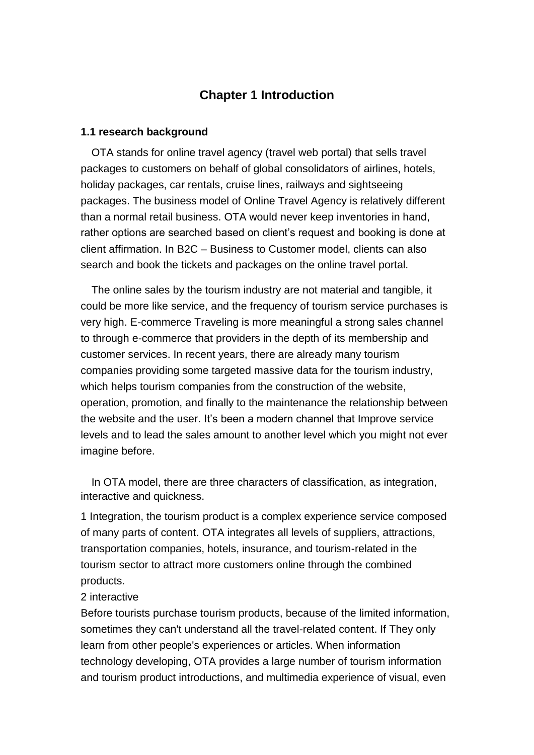# Chapter 1 Introduction

### 1.1 research background

OTA stands for online travel agency (travel web portal) that sells travel packages to customers on behalf of global consolidators of airlines, hotels, holiday packages, car rentals, cruise lines, railways and sightseeing packages. The business model of Online Travel Agency is relatively different than a normal retail business. OTA would never keep inventories in hand, rather options are searched based on client's request and booking is done at client affirmation. In B2C – Business to Customer model, clients can also search and book the tickets and packages on the online travel portal.

The online sales by the tourism industry are not material and tangible, it could be more like service, and the frequency of tourism service purchases is very high. E-commerce Traveling is more meaningful a strong sales channel to through e-commerce that providers in the depth of its membership and customer services. In recent years, there are already many tourism companies providing some targeted massive data for the tourism industry, which helps tourism companies from the construction of the website, operation, promotion, and finally to the maintenance the relationship between the website and the user. It's been a modern channel that Improve service levels and to lead the sales amount to another level which you might not ever imagine before.

In OTA model, there are three characters of classification, as integration, interactive and quickness.

1 Integration, the tourism product is a complex experience service composed of many parts of content. OTA integrates all levels of suppliers, attractions, transportation companies, hotels, insurance, and tourism-related in the tourism sector to attract more customers online through the combined products.

2 interactive

Before tourists purchase tourism products, because of the limited information, sometimes they can't understand all the travel-related content. If They only learn from other people's experiences or articles. When information technology developing, OTA provides a large number of tourism information and tourism product introductions, and multimedia experience of visual, even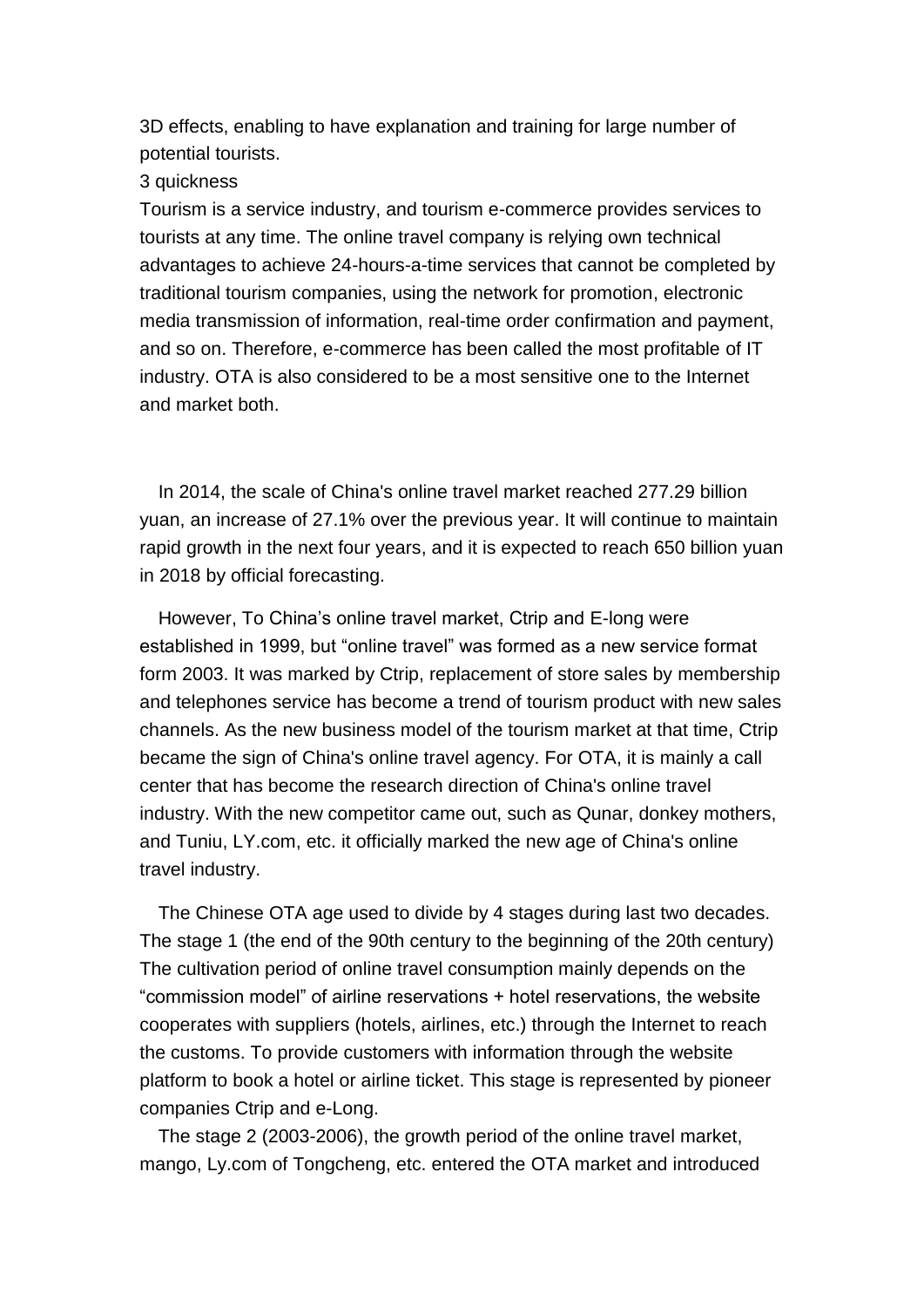3D effects, enabling to have explanation and training for large number of potential tourists.

3 quickness

Tourism is a service industry, and tourism e-commerce provides services to tourists at any time. The online travel company is relying own technical advantages to achieve 24-hours-a-time services that cannot be completed by traditional tourism companies, using the network for promotion, electronic media transmission of information, real-time order confirmation and payment, and so on. Therefore, e-commerce has been called the most profitable of IT industry. OTA is also considered to be a most sensitive one to the Internet and market both.

In 2014, the scale of China's online travel market reached 277.29 billion yuan, an increase of 27.1% over the previous year. It will continue to maintain rapid growth in the next four years, and it is expected to reach 650 billion yuan in 2018 by official forecasting.

However, To China's online travel market, Ctrip and E-long were established in 1999, but "online travel" was formed as a new service format form 2003. It was marked by Ctrip, replacement of store sales by membership and telephones service has become a trend of tourism product with new sales channels. As the new business model of the tourism market at that time, Ctrip became the sign of China's online travel agency. For OTA, it is mainly a call center that has become the research direction of China's online travel industry. With the new competitor came out, such as Qunar, donkey mothers, and Tuniu, LY.com, etc. it officially marked the new age of China's online travel industry.

The Chinese OTA age used to divide by 4 stages during last two decades. The stage 1 (the end of the 90th century to the beginning of the 20th century) The cultivation period of online travel consumption mainly depends on the "commission model" of airline reservations + hotel reservations, the website cooperates with suppliers (hotels, airlines, etc.) through the Internet to reach the customs. To provide customers with information through the website platform to book a hotel or airline ticket. This stage is represented by pioneer companies Ctrip and e-Long.

The stage 2 (2003-2006), the growth period of the online travel market, mango, Ly.com of Tongcheng, etc. entered the OTA market and introduced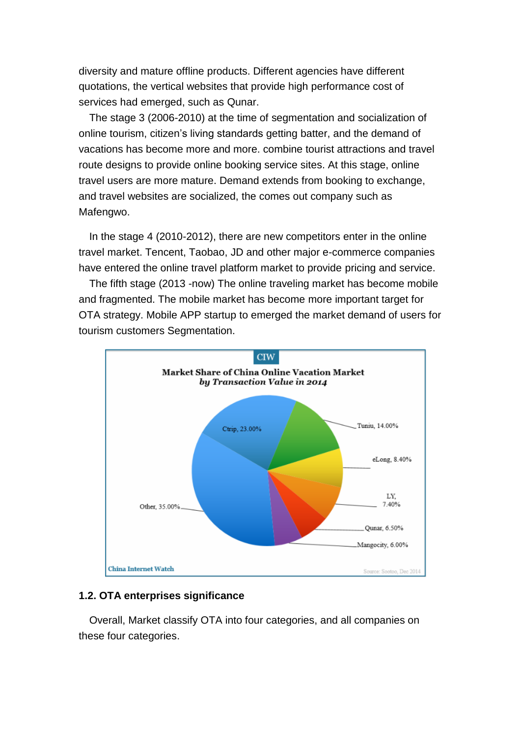diversity and mature offline products. Different agencies have different quotations, the vertical websites that provide high performance cost of services had emerged, such as Qunar.

The stage 3 (2006-2010) at the time of segmentation and socialization of online tourism, citizen's living standards getting batter, and the demand of vacations has become more and more. combine tourist attractions and travel route designs to provide online booking service sites. At this stage, online travel users are more mature. Demand extends from booking to exchange, and travel websites are socialized, the comes out company such as Mafengwo.

In the stage 4 (2010-2012), there are new competitors enter in the online travel market. Tencent, Taobao, JD and other major e-commerce companies have entered the online travel platform market to provide pricing and service.

The fifth stage (2013 -now) The online traveling market has become mobile and fragmented. The mobile market has become more important target for OTA strategy. Mobile APP startup to emerged the market demand of users for tourism customers Segmentation.

CIW

**Market Share of China Online Vacation Market**
***by Transaction Value in 2014***

| Company | Share |
| --- | --- |
| Ctrip | 23.00% |
| Tuniu | 14.00% |
| eLong | 8.40% |
| LY | 7.40% |
| Qunar | 6.50% |
| Mangocity | 6.00% |
| Other | 35.00% |

China Internet Watch — Source: Sootoo, Dec 2014

### 1.2. OTA enterprises significance

Overall, Market classify OTA into four categories, and all companies on these four categories.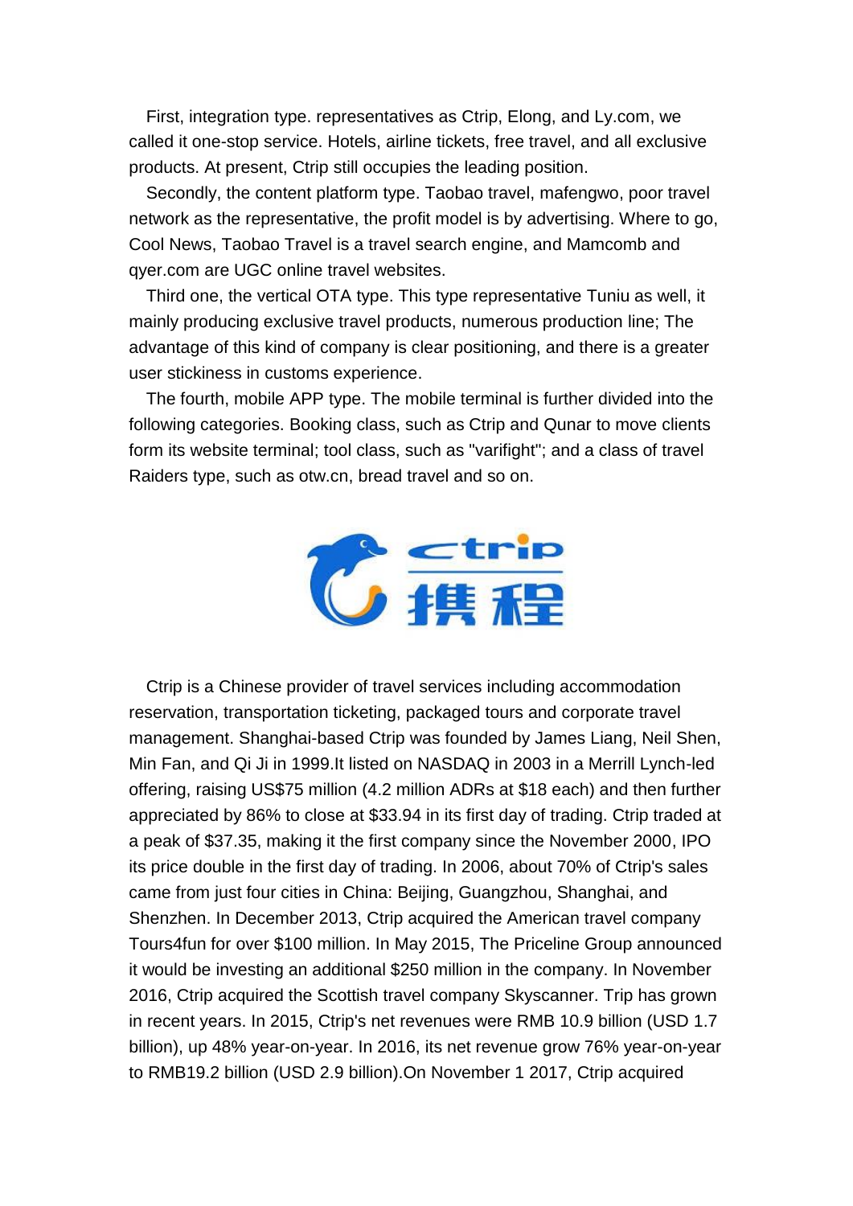First, integration type. representatives as Ctrip, Elong, and Ly.com, we called it one-stop service. Hotels, airline tickets, free travel, and all exclusive products. At present, Ctrip still occupies the leading position.

Secondly, the content platform type. Taobao travel, mafengwo, poor travel network as the representative, the profit model is by advertising. Where to go, Cool News, Taobao Travel is a travel search engine, and Mamcomb and qyer.com are UGC online travel websites.

Third one, the vertical OTA type. This type representative Tuniu as well, it mainly producing exclusive travel products, numerous production line; The advantage of this kind of company is clear positioning, and there is a greater user stickiness in customs experience.

The fourth, mobile APP type. The mobile terminal is further divided into the following categories. Booking class, such as Ctrip and Qunar to move clients form its website terminal; tool class, such as "varifight"; and a class of travel Raiders type, such as otw.cn, bread travel and so on.

Ctrip is a Chinese provider of travel services including accommodation reservation, transportation ticketing, packaged tours and corporate travel management. Shanghai-based Ctrip was founded by James Liang, Neil Shen, Min Fan, and Qi Ji in 1999.It listed on NASDAQ in 2003 in a Merrill Lynch-led offering, raising US$75 million (4.2 million ADRs at $18 each) and then further appreciated by 86% to close at $33.94 in its first day of trading. Ctrip traded at a peak of $37.35, making it the first company since the November 2000, IPO its price double in the first day of trading. In 2006, about 70% of Ctrip's sales came from just four cities in China: Beijing, Guangzhou, Shanghai, and Shenzhen. In December 2013, Ctrip acquired the American travel company Tours4fun for over $100 million. In May 2015, The Priceline Group announced it would be investing an additional $250 million in the company. In November 2016, Ctrip acquired the Scottish travel company Skyscanner. Trip has grown in recent years. In 2015, Ctrip's net revenues were RMB 10.9 billion (USD 1.7 billion), up 48% year-on-year. In 2016, its net revenue grow 76% year-on-year to RMB19.2 billion (USD 2.9 billion).On November 1 2017, Ctrip acquired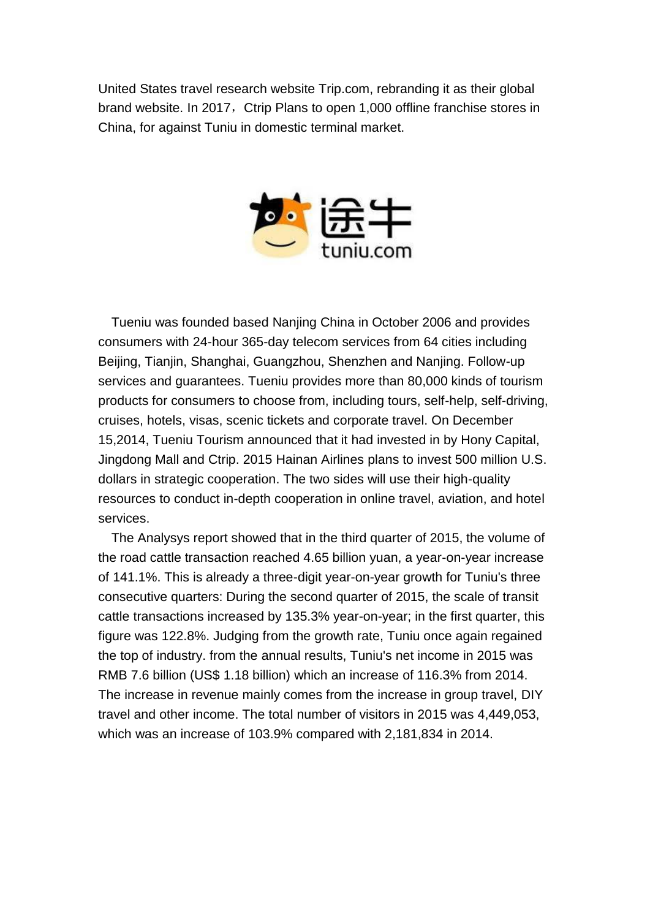United States travel research website Trip.com, rebranding it as their global brand website. In 2017，Ctrip Plans to open 1,000 offline franchise stores in China, for against Tuniu in domestic terminal market.

Tueniu was founded based Nanjing China in October 2006 and provides consumers with 24-hour 365-day telecom services from 64 cities including Beijing, Tianjin, Shanghai, Guangzhou, Shenzhen and Nanjing. Follow-up services and guarantees. Tueniu provides more than 80,000 kinds of tourism products for consumers to choose from, including tours, self-help, self-driving, cruises, hotels, visas, scenic tickets and corporate travel. On December 15,2014, Tueniu Tourism announced that it had invested in by Hony Capital, Jingdong Mall and Ctrip. 2015 Hainan Airlines plans to invest 500 million U.S. dollars in strategic cooperation. The two sides will use their high-quality resources to conduct in-depth cooperation in online travel, aviation, and hotel services.

The Analysys report showed that in the third quarter of 2015, the volume of the road cattle transaction reached 4.65 billion yuan, a year-on-year increase of 141.1%. This is already a three-digit year-on-year growth for Tuniu's three consecutive quarters: During the second quarter of 2015, the scale of transit cattle transactions increased by 135.3% year-on-year; in the first quarter, this figure was 122.8%. Judging from the growth rate, Tuniu once again regained the top of industry. from the annual results, Tuniu's net income in 2015 was RMB 7.6 billion (US$ 1.18 billion) which an increase of 116.3% from 2014. The increase in revenue mainly comes from the increase in group travel, DIY travel and other income. The total number of visitors in 2015 was 4,449,053, which was an increase of 103.9% compared with 2,181,834 in 2014.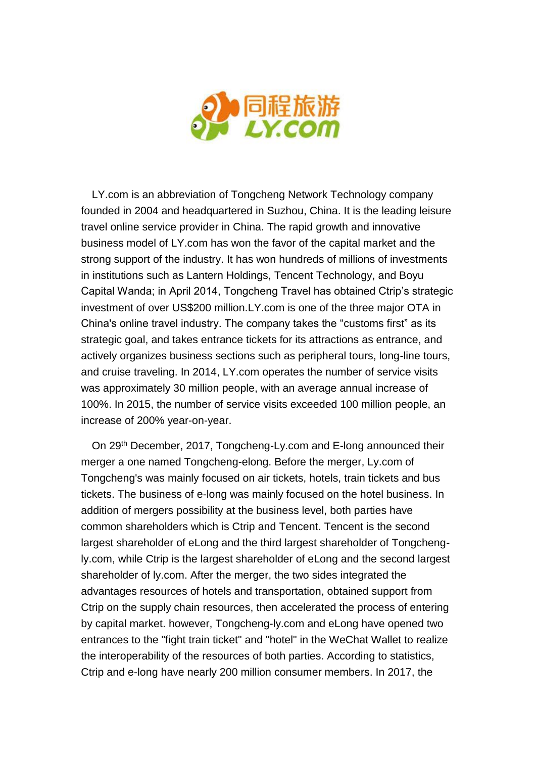LY.com is an abbreviation of Tongcheng Network Technology company founded in 2004 and headquartered in Suzhou, China. It is the leading leisure travel online service provider in China. The rapid growth and innovative business model of LY.com has won the favor of the capital market and the strong support of the industry. It has won hundreds of millions of investments in institutions such as Lantern Holdings, Tencent Technology, and Boyu Capital Wanda; in April 2014, Tongcheng Travel has obtained Ctrip's strategic investment of over US$200 million.LY.com is one of the three major OTA in China's online travel industry. The company takes the "customs first" as its strategic goal, and takes entrance tickets for its attractions as entrance, and actively organizes business sections such as peripheral tours, long-line tours, and cruise traveling. In 2014, LY.com operates the number of service visits was approximately 30 million people, with an average annual increase of 100%. In 2015, the number of service visits exceeded 100 million people, an increase of 200% year-on-year.

On 29th December, 2017, Tongcheng-Ly.com and E-long announced their merger a one named Tongcheng-elong. Before the merger, Ly.com of Tongcheng's was mainly focused on air tickets, hotels, train tickets and bus tickets. The business of e-long was mainly focused on the hotel business. In addition of mergers possibility at the business level, both parties have common shareholders which is Ctrip and Tencent. Tencent is the second largest shareholder of eLong and the third largest shareholder of Tongcheng-ly.com, while Ctrip is the largest shareholder of eLong and the second largest shareholder of ly.com. After the merger, the two sides integrated the advantages resources of hotels and transportation, obtained support from Ctrip on the supply chain resources, then accelerated the process of entering by capital market. however, Tongcheng-ly.com and eLong have opened two entrances to the "fight train ticket" and "hotel" in the WeChat Wallet to realize the interoperability of the resources of both parties. According to statistics, Ctrip and e-long have nearly 200 million consumer members. In 2017, the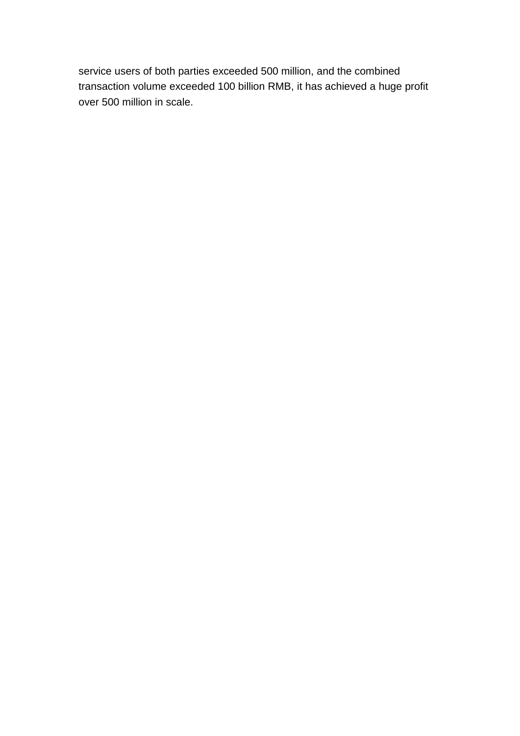service users of both parties exceeded 500 million, and the combined transaction volume exceeded 100 billion RMB, it has achieved a huge profit over 500 million in scale.